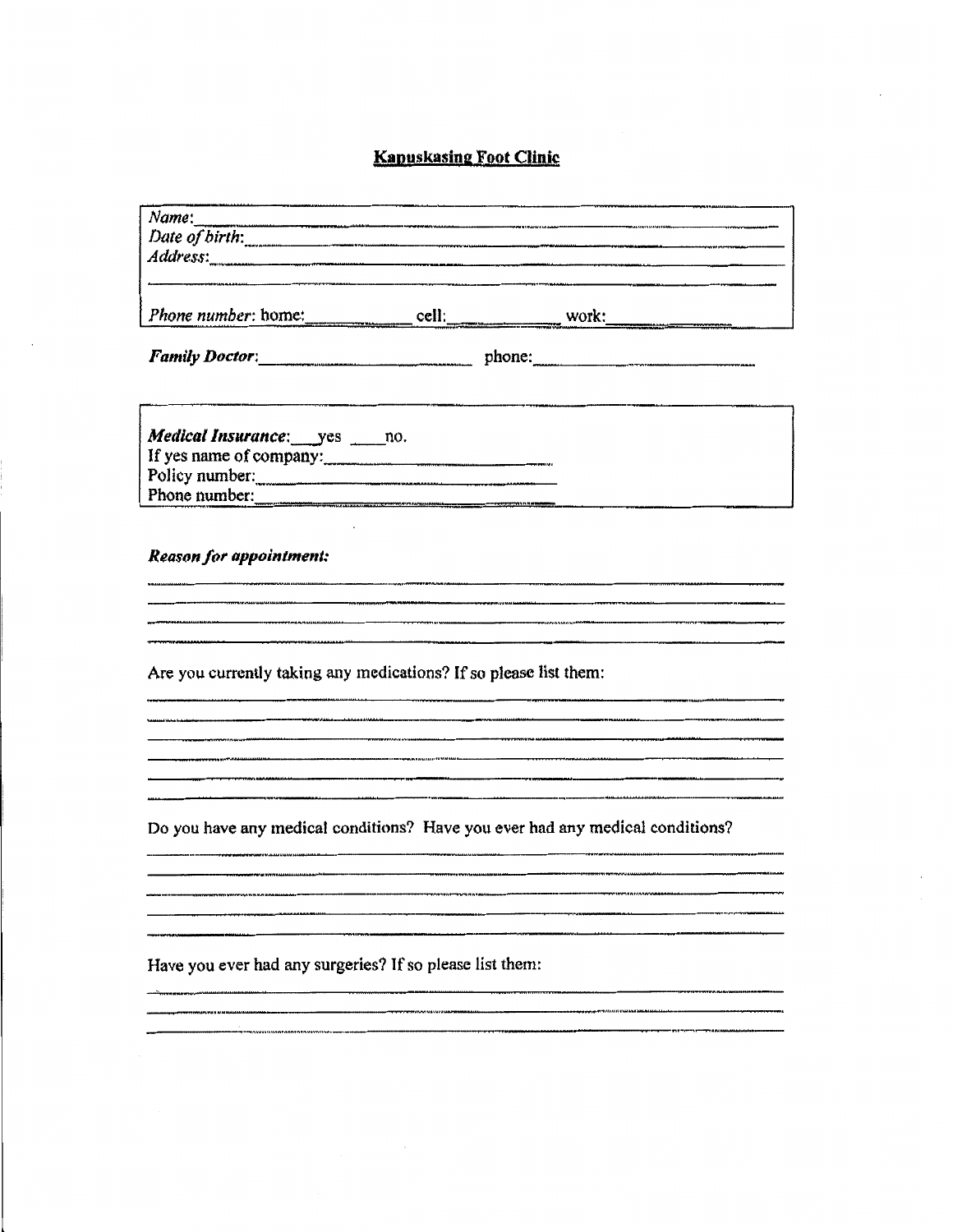# Kapuskasing Foot Clinic

*Name*:______________________________________________
*Date of birth*:_______________________________________
*Address*:____________________________________________
______________________________________________________

*Phone number*: home:__________ cell:__________ work:__________

***Family Doctor***:______________________ phone:______________________

***Medical Insurance***:___yes ____no.
If yes name of company:______________________
Policy number:______________________
Phone number:______________________

***Reason for appointment:***

______________________________________________________
______________________________________________________
______________________________________________________
______________________________________________________

Are you currently taking any medications? If so please list them:

______________________________________________________
______________________________________________________
______________________________________________________
______________________________________________________
______________________________________________________
______________________________________________________

Do you have any medical conditions? Have you ever had any medical conditions?

______________________________________________________
______________________________________________________
______________________________________________________
______________________________________________________
______________________________________________________

Have you ever had any surgeries? If so please list them:

______________________________________________________
______________________________________________________
______________________________________________________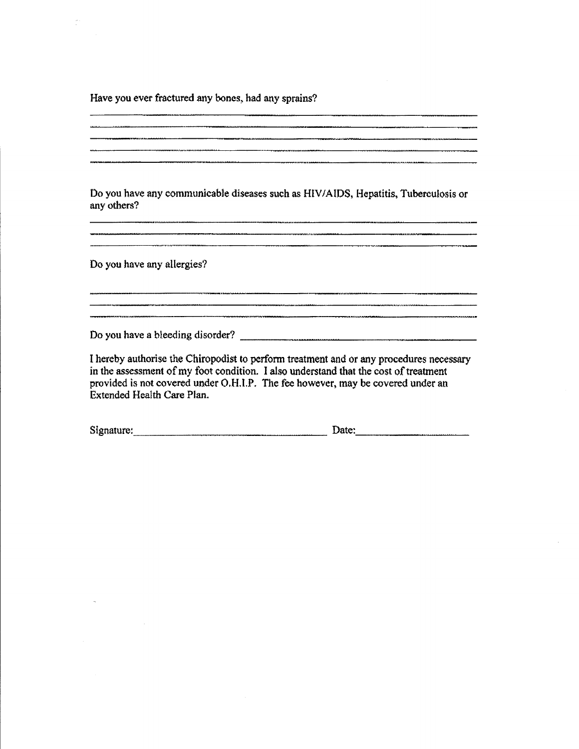Have you ever fractured any bones, had any sprains?

\_\_\_\_\_\_\_\_\_\_\_\_\_\_\_\_\_\_\_\_\_\_\_\_\_\_\_\_\_\_\_\_\_\_\_\_\_\_\_\_\_\_\_\_\_\_\_\_\_\_\_\_\_\_\_\_\_\_\_\_\_\_\_\_\_\_\_\_\_\_\_\_

\_\_\_\_\_\_\_\_\_\_\_\_\_\_\_\_\_\_\_\_\_\_\_\_\_\_\_\_\_\_\_\_\_\_\_\_\_\_\_\_\_\_\_\_\_\_\_\_\_\_\_\_\_\_\_\_\_\_\_\_\_\_\_\_\_\_\_\_\_\_\_\_

\_\_\_\_\_\_\_\_\_\_\_\_\_\_\_\_\_\_\_\_\_\_\_\_\_\_\_\_\_\_\_\_\_\_\_\_\_\_\_\_\_\_\_\_\_\_\_\_\_\_\_\_\_\_\_\_\_\_\_\_\_\_\_\_\_\_\_\_\_\_\_\_

\_\_\_\_\_\_\_\_\_\_\_\_\_\_\_\_\_\_\_\_\_\_\_\_\_\_\_\_\_\_\_\_\_\_\_\_\_\_\_\_\_\_\_\_\_\_\_\_\_\_\_\_\_\_\_\_\_\_\_\_\_\_\_\_\_\_\_\_\_\_\_\_

\_\_\_\_\_\_\_\_\_\_\_\_\_\_\_\_\_\_\_\_\_\_\_\_\_\_\_\_\_\_\_\_\_\_\_\_\_\_\_\_\_\_\_\_\_\_\_\_\_\_\_\_\_\_\_\_\_\_\_\_\_\_\_\_\_\_\_\_\_\_\_\_

Do you have any communicable diseases such as HIV/AIDS, Hepatitis, Tuberculosis or any others?

\_\_\_\_\_\_\_\_\_\_\_\_\_\_\_\_\_\_\_\_\_\_\_\_\_\_\_\_\_\_\_\_\_\_\_\_\_\_\_\_\_\_\_\_\_\_\_\_\_\_\_\_\_\_\_\_\_\_\_\_\_\_\_\_\_\_\_\_\_\_\_\_

\_\_\_\_\_\_\_\_\_\_\_\_\_\_\_\_\_\_\_\_\_\_\_\_\_\_\_\_\_\_\_\_\_\_\_\_\_\_\_\_\_\_\_\_\_\_\_\_\_\_\_\_\_\_\_\_\_\_\_\_\_\_\_\_\_\_\_\_\_\_\_\_

\_\_\_\_\_\_\_\_\_\_\_\_\_\_\_\_\_\_\_\_\_\_\_\_\_\_\_\_\_\_\_\_\_\_\_\_\_\_\_\_\_\_\_\_\_\_\_\_\_\_\_\_\_\_\_\_\_\_\_\_\_\_\_\_\_\_\_\_\_\_\_\_

Do you have any allergies?

\_\_\_\_\_\_\_\_\_\_\_\_\_\_\_\_\_\_\_\_\_\_\_\_\_\_\_\_\_\_\_\_\_\_\_\_\_\_\_\_\_\_\_\_\_\_\_\_\_\_\_\_\_\_\_\_\_\_\_\_\_\_\_\_\_\_\_\_\_\_\_\_

\_\_\_\_\_\_\_\_\_\_\_\_\_\_\_\_\_\_\_\_\_\_\_\_\_\_\_\_\_\_\_\_\_\_\_\_\_\_\_\_\_\_\_\_\_\_\_\_\_\_\_\_\_\_\_\_\_\_\_\_\_\_\_\_\_\_\_\_\_\_\_\_

\_\_\_\_\_\_\_\_\_\_\_\_\_\_\_\_\_\_\_\_\_\_\_\_\_\_\_\_\_\_\_\_\_\_\_\_\_\_\_\_\_\_\_\_\_\_\_\_\_\_\_\_\_\_\_\_\_\_\_\_\_\_\_\_\_\_\_\_\_\_\_\_

Do you have a bleeding disorder? \_\_\_\_\_\_\_\_\_\_\_\_\_\_\_\_\_\_\_\_\_\_\_\_\_\_\_\_\_\_\_\_\_\_\_\_\_\_\_\_

I hereby authorise the Chiropodist to perform treatment and or any procedures necessary in the assessment of my foot condition. I also understand that the cost of treatment provided is not covered under O.H.I.P. The fee however, may be covered under an Extended Health Care Plan.

Signature:\_\_\_\_\_\_\_\_\_\_\_\_\_\_\_\_\_\_\_\_\_\_\_\_\_\_\_\_\_\_\_\_\_\_\_\_ Date:\_\_\_\_\_\_\_\_\_\_\_\_\_\_\_\_\_\_\_\_